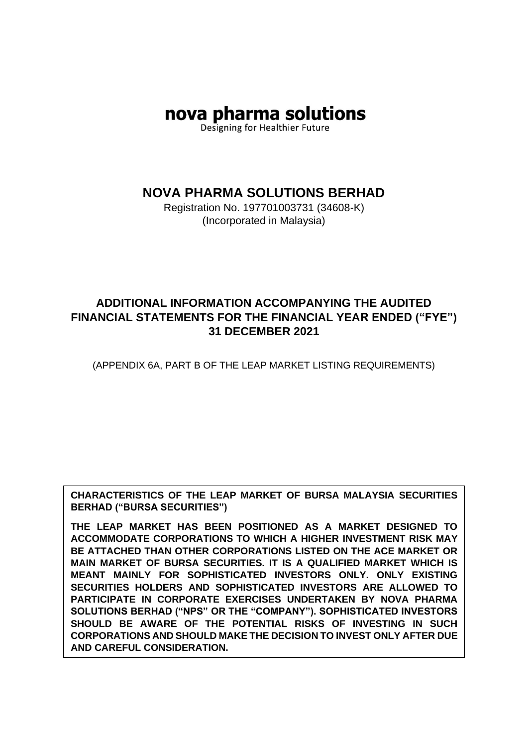# nova pharma solutions

Designing for Healthier Future

## NOVA PHARMA SOLUTIONS BERHAD

Registration No. 197701003731 (34608-K)
(Incorporated in Malaysia)

## ADDITIONAL INFORMATION ACCOMPANYING THE AUDITED FINANCIAL STATEMENTS FOR THE FINANCIAL YEAR ENDED ("FYE") 31 DECEMBER 2021

(APPENDIX 6A, PART B OF THE LEAP MARKET LISTING REQUIREMENTS)

**CHARACTERISTICS OF THE LEAP MARKET OF BURSA MALAYSIA SECURITIES BERHAD ("BURSA SECURITIES")**

**THE LEAP MARKET HAS BEEN POSITIONED AS A MARKET DESIGNED TO ACCOMMODATE CORPORATIONS TO WHICH A HIGHER INVESTMENT RISK MAY BE ATTACHED THAN OTHER CORPORATIONS LISTED ON THE ACE MARKET OR MAIN MARKET OF BURSA SECURITIES. IT IS A QUALIFIED MARKET WHICH IS MEANT MAINLY FOR SOPHISTICATED INVESTORS ONLY. ONLY EXISTING SECURITIES HOLDERS AND SOPHISTICATED INVESTORS ARE ALLOWED TO PARTICIPATE IN CORPORATE EXERCISES UNDERTAKEN BY NOVA PHARMA SOLUTIONS BERHAD ("NPS" OR THE "COMPANY"). SOPHISTICATED INVESTORS SHOULD BE AWARE OF THE POTENTIAL RISKS OF INVESTING IN SUCH CORPORATIONS AND SHOULD MAKE THE DECISION TO INVEST ONLY AFTER DUE AND CAREFUL CONSIDERATION.**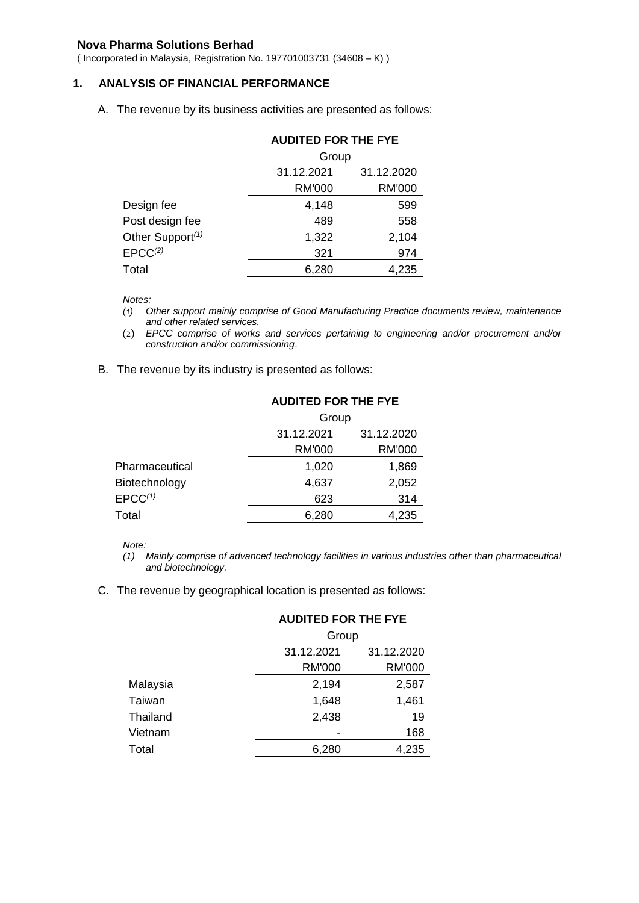**Nova Pharma Solutions Berhad**
( Incorporated in Malaysia, Registration No. 197701003731 (34608 – K) )

## 1. ANALYSIS OF FINANCIAL PERFORMANCE

A. The revenue by its business activities are presented as follows:

| | AUDITED FOR THE FYE | |
|---|---|---|
| | Group | |
| | 31.12.2021 | 31.12.2020 |
| | RM'000 | RM'000 |
| Design fee | 4,148 | 599 |
| Post design fee | 489 | 558 |
| Other Support[(1)] | 1,322 | 2,104 |
| EPCC[(2)] | 321 | 974 |
| Total | 6,280 | 4,235 |

*Notes:*
*(1) Other support mainly comprise of Good Manufacturing Practice documents review, maintenance and other related services.*
*(2) EPCC comprise of works and services pertaining to engineering and/or procurement and/or construction and/or commissioning.*

B. The revenue by its industry is presented as follows:

| | AUDITED FOR THE FYE | |
|---|---|---|
| | Group | |
| | 31.12.2021 | 31.12.2020 |
| | RM'000 | RM'000 |
| Pharmaceutical | 1,020 | 1,869 |
| Biotechnology | 4,637 | 2,052 |
| EPCC[(1)] | 623 | 314 |
| Total | 6,280 | 4,235 |

*Note:*
*(1) Mainly comprise of advanced technology facilities in various industries other than pharmaceutical and biotechnology.*

C. The revenue by geographical location is presented as follows:

| | AUDITED FOR THE FYE | |
|---|---|---|
| | Group | |
| | 31.12.2021 | 31.12.2020 |
| | RM'000 | RM'000 |
| Malaysia | 2,194 | 2,587 |
| Taiwan | 1,648 | 1,461 |
| Thailand | 2,438 | 19 |
| Vietnam | - | 168 |
| Total | 6,280 | 4,235 |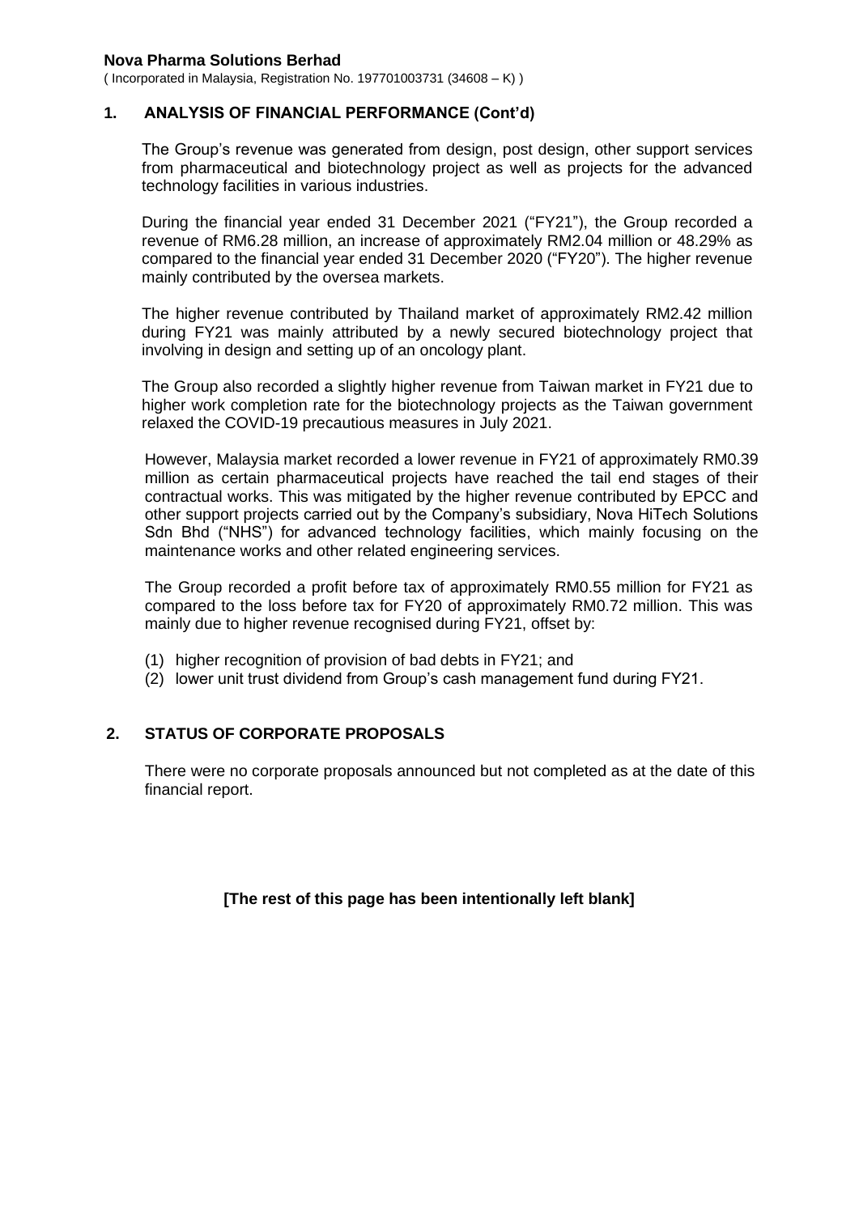## 1. ANALYSIS OF FINANCIAL PERFORMANCE (Cont'd)

The Group's revenue was generated from design, post design, other support services from pharmaceutical and biotechnology project as well as projects for the advanced technology facilities in various industries.

During the financial year ended 31 December 2021 ("FY21"), the Group recorded a revenue of RM6.28 million, an increase of approximately RM2.04 million or 48.29% as compared to the financial year ended 31 December 2020 ("FY20"). The higher revenue mainly contributed by the oversea markets.

The higher revenue contributed by Thailand market of approximately RM2.42 million during FY21 was mainly attributed by a newly secured biotechnology project that involving in design and setting up of an oncology plant.

The Group also recorded a slightly higher revenue from Taiwan market in FY21 due to higher work completion rate for the biotechnology projects as the Taiwan government relaxed the COVID-19 precautious measures in July 2021.

However, Malaysia market recorded a lower revenue in FY21 of approximately RM0.39 million as certain pharmaceutical projects have reached the tail end stages of their contractual works. This was mitigated by the higher revenue contributed by EPCC and other support projects carried out by the Company's subsidiary, Nova HiTech Solutions Sdn Bhd ("NHS") for advanced technology facilities, which mainly focusing on the maintenance works and other related engineering services.

The Group recorded a profit before tax of approximately RM0.55 million for FY21 as compared to the loss before tax for FY20 of approximately RM0.72 million. This was mainly due to higher revenue recognised during FY21, offset by:

(1) higher recognition of provision of bad debts in FY21; and
(2) lower unit trust dividend from Group's cash management fund during FY21.

## 2. STATUS OF CORPORATE PROPOSALS

There were no corporate proposals announced but not completed as at the date of this financial report.

**[The rest of this page has been intentionally left blank]**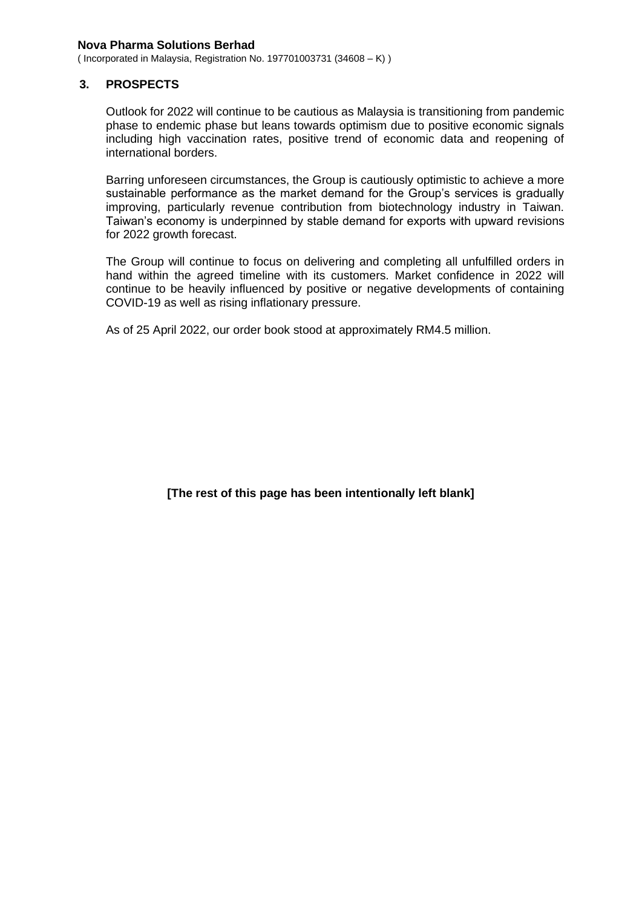## 3. PROSPECTS

Outlook for 2022 will continue to be cautious as Malaysia is transitioning from pandemic phase to endemic phase but leans towards optimism due to positive economic signals including high vaccination rates, positive trend of economic data and reopening of international borders.

Barring unforeseen circumstances, the Group is cautiously optimistic to achieve a more sustainable performance as the market demand for the Group's services is gradually improving, particularly revenue contribution from biotechnology industry in Taiwan. Taiwan's economy is underpinned by stable demand for exports with upward revisions for 2022 growth forecast.

The Group will continue to focus on delivering and completing all unfulfilled orders in hand within the agreed timeline with its customers. Market confidence in 2022 will continue to be heavily influenced by positive or negative developments of containing COVID-19 as well as rising inflationary pressure.

As of 25 April 2022, our order book stood at approximately RM4.5 million.

**[The rest of this page has been intentionally left blank]**